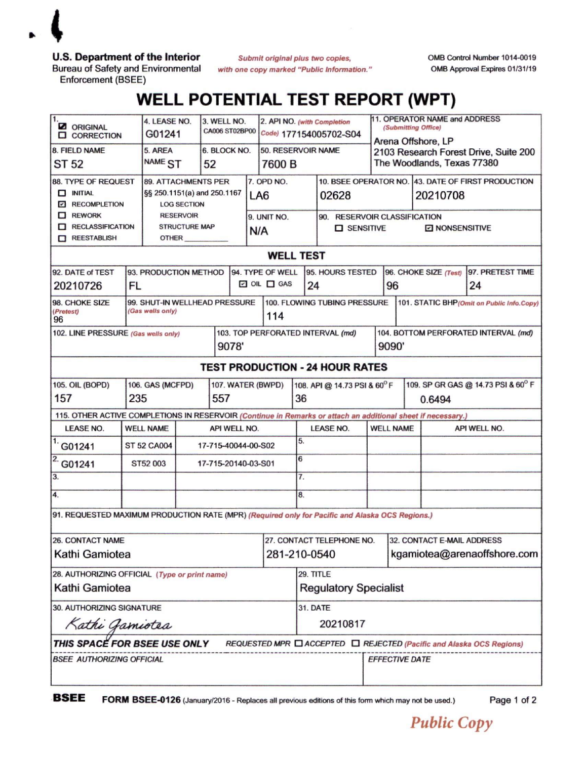U.S. Department of the Interior
Bureau of Safety and Environmental Enforcement (BSEE)

*Submit original plus two copies, with one copy marked "Public Information."*

OMB Control Number 1014-0019
OMB Approval Expires 01/31/19

# WELL POTENTIAL TEST REPORT (WPT)

| | | | | |
|---|---|---|---|---|
| 1. ☑ ORIGINAL ☐ CORRECTION | 4. LEASE NO. G01241 | 3. WELL NO. CA006 ST02BP00 | 2. API NO. *(with Completion Code)* 177154005702-S04 | 11. OPERATOR NAME and ADDRESS *(Submitting Office)* Arena Offshore, LP 2103 Research Forest Drive, Suite 200 The Woodlands, Texas 77380 |
| 8. FIELD NAME ST 52 | 5. AREA NAME ST | 6. BLOCK NO. 52 | 50. RESERVOIR NAME 7600 B | |

| | | | | |
|---|---|---|---|---|
| 88. TYPE OF REQUEST ☐ INITIAL ☑ RECOMPLETION ☐ REWORK ☐ RECLASSIFICATION ☐ REESTABLISH | 89. ATTACHMENTS PER §§ 250.1151(a) and 250.1167 LOG SECTION RESERVOIR STRUCTURE MAP OTHER ________ | 7. OPD NO. LA6 | 10. BSEE OPERATOR NO. 02628 | 43. DATE OF FIRST PRODUCTION 20210708 |
| | | 9. UNIT NO. N/A | 90. RESERVOIR CLASSIFICATION ☐ SENSITIVE ☑ NONSENSITIVE | |

## WELL TEST

| 92. DATE of TEST | 93. PRODUCTION METHOD | 94. TYPE OF WELL | 95. HOURS TESTED | 96. CHOKE SIZE *(Test)* | 97. PRETEST TIME |
|---|---|---|---|---|---|
| 20210726 | FL | ☑ OIL ☐ GAS | 24 | 96 | 24 |

| 98. CHOKE SIZE *(Pretest)* | 99. SHUT-IN WELLHEAD PRESSURE *(Gas wells only)* | 100. FLOWING TUBING PRESSURE | 101. STATIC BHP *(Omit on Public Info.Copy)* |
|---|---|---|---|
| 96 | | 114 | |

| 102. LINE PRESSURE *(Gas wells only)* | 103. TOP PERFORATED INTERVAL *(md)* | 104. BOTTOM PERFORATED INTERVAL *(md)* |
|---|---|---|
| | 9078' | 9090' |

## TEST PRODUCTION - 24 HOUR RATES

| 105. OIL (BOPD) | 106. GAS (MCFPD) | 107. WATER (BWPD) | 108. API @ 14.73 PSI & 60° F | 109. SP GR GAS @ 14.73 PSI & 60° F |
|---|---|---|---|---|
| 157 | 235 | 557 | 36 | 0.6494 |

115. OTHER ACTIVE COMPLETIONS IN RESERVOIR *(Continue in Remarks or attach an additional sheet if necessary.)*

| LEASE NO. | WELL NAME | API WELL NO. | LEASE NO. | WELL NAME | API WELL NO. |
|---|---|---|---|---|---|
| 1. G01241 | ST 52 CA004 | 17-715-40044-00-S02 | 5. | | |
| 2. G01241 | ST52 003 | 17-715-20140-03-S01 | 6. | | |
| 3. | | | 7. | | |
| 4. | | | 8. | | |

91. REQUESTED MAXIMUM PRODUCTION RATE (MPR) *(Required only for Pacific and Alaska OCS Regions.)*

| 26. CONTACT NAME | 27. CONTACT TELEPHONE NO. | 32. CONTACT E-MAIL ADDRESS |
|---|---|---|
| Kathi Gamiotea | 281-210-0540 | kgamiotea@arenaoffshore.com |

| 28. AUTHORIZING OFFICIAL *(Type or print name)* | 29. TITLE |
|---|---|
| Kathi Gamiotea | Regulatory Specialist |

| 30. AUTHORIZING SIGNATURE | 31. DATE |
|---|---|
| *Kathi Gamiotea* | 20210817 |

***THIS SPACE FOR BSEE USE ONLY*** *REQUESTED MPR ☐ ACCEPTED ☐ REJECTED (Pacific and Alaska OCS Regions)*

| *BSEE AUTHORIZING OFFICIAL* | *EFFECTIVE DATE* |
|---|---|
| | |

**BSEE** **FORM BSEE-0126** (January/2016 - Replaces all previous editions of this form which may not be used.)

Public Copy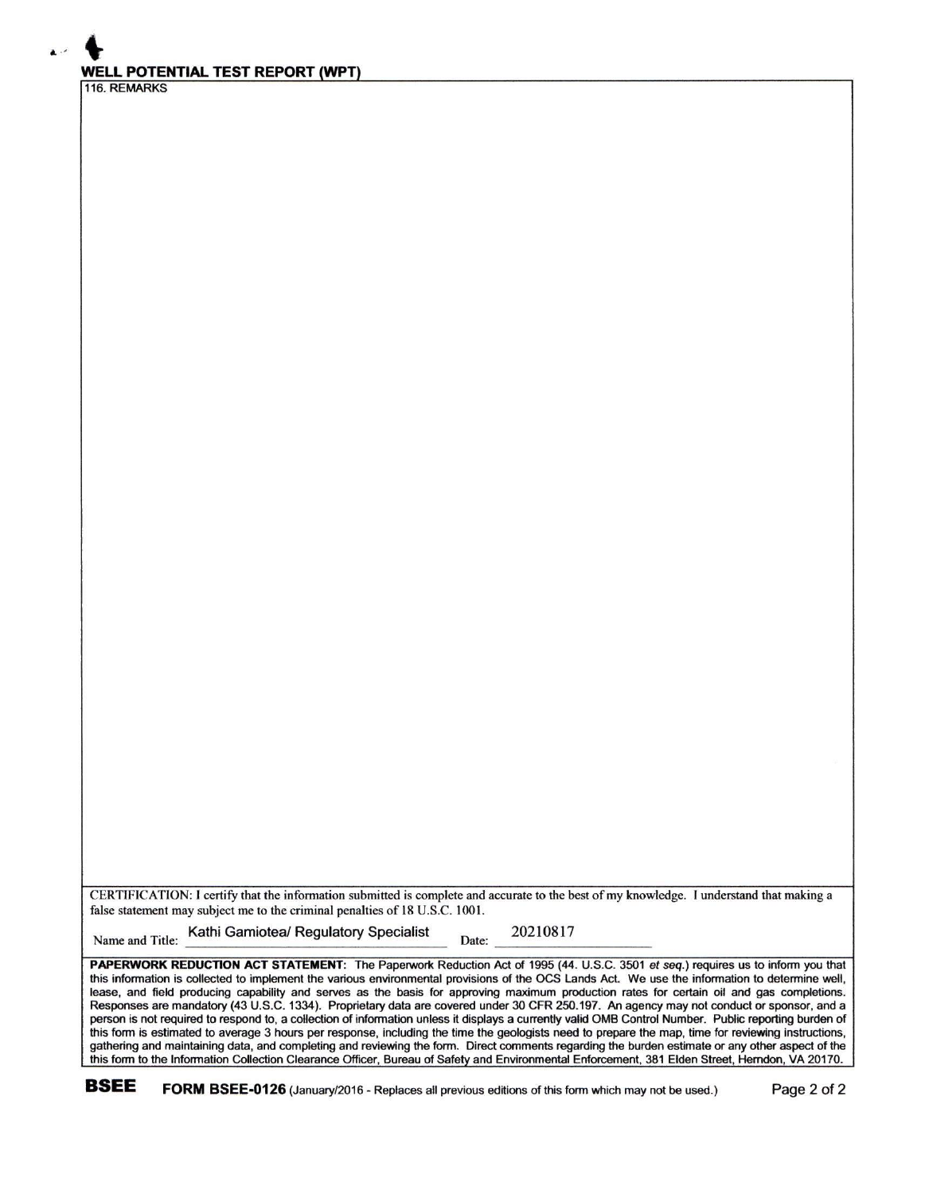## WELL POTENTIAL TEST REPORT (WPT)

116. REMARKS

CERTIFICATION: I certify that the information submitted is complete and accurate to the best of my knowledge. I understand that making a false statement may subject me to the criminal penalties of 18 U.S.C. 1001.

Name and Title: Kathi Gamiotea/ Regulatory Specialist   Date: 20210817

**PAPERWORK REDUCTION ACT STATEMENT**: The Paperwork Reduction Act of 1995 (44. U.S.C. 3501 *et seq.*) requires us to inform you that this information is collected to implement the various environmental provisions of the OCS Lands Act. We use the information to determine well, lease, and field producing capability and serves as the basis for approving maximum production rates for certain oil and gas completions. Responses are mandatory (43 U.S.C. 1334). Proprietary data are covered under 30 CFR 250.197. An agency may not conduct or sponsor, and a person is not required to respond to, a collection of information unless it displays a currently valid OMB Control Number. Public reporting burden of this form is estimated to average 3 hours per response, including the time the geologists need to prepare the map, time for reviewing instructions, gathering and maintaining data, and completing and reviewing the form. Direct comments regarding the burden estimate or any other aspect of the this form to the Information Collection Clearance Officer, Bureau of Safety and Environmental Enforcement, 381 Elden Street, Herndon, VA 20170.

**BSEE** **FORM BSEE-0126** (January/2016 - Replaces all previous editions of this form which may not be used.)